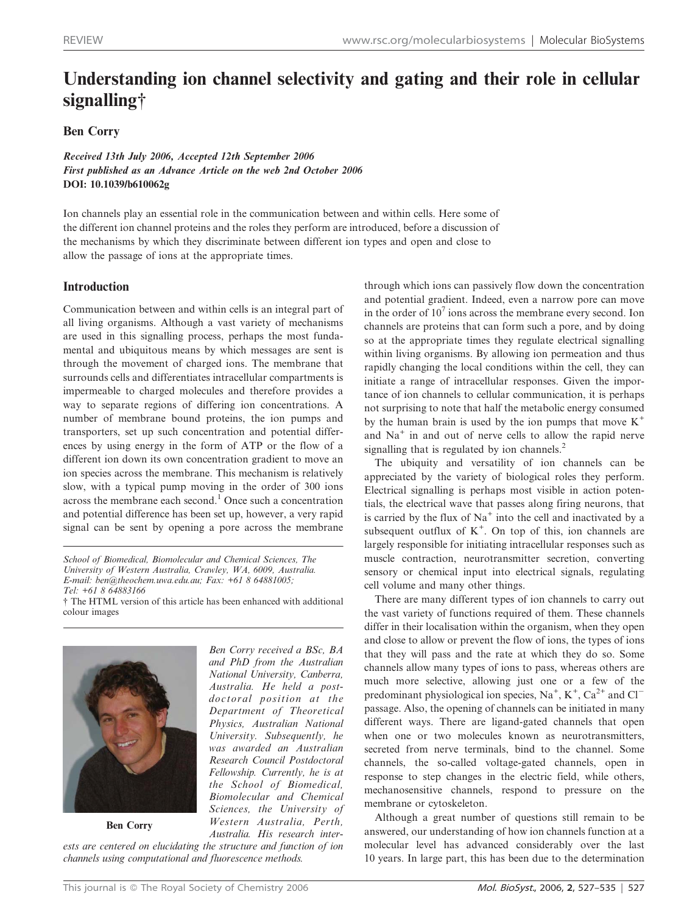# Understanding ion channel selectivity and gating and their role in cellular signalling†

**Ben Corry**

*Received 13th July 2006, Accepted 12th September 2006*
*First published as an Advance Article on the web 2nd October 2006*
**DOI: 10.1039/b610062g**

Ion channels play an essential role in the communication between and within cells. Here some of the different ion channel proteins and the roles they perform are introduced, before a discussion of the mechanisms by which they discriminate between different ion types and open and close to allow the passage of ions at the appropriate times.

## Introduction

Communication between and within cells is an integral part of all living organisms. Although a vast variety of mechanisms are used in this signalling process, perhaps the most fundamental and ubiquitous means by which messages are sent is through the movement of charged ions. The membrane that surrounds cells and differentiates intracellular compartments is impermeable to charged molecules and therefore provides a way to separate regions of differing ion concentrations. A number of membrane bound proteins, the ion pumps and transporters, set up such concentration and potential differences by using energy in the form of ATP or the flow of a different ion down its own concentration gradient to move an ion species across the membrane. This mechanism is relatively slow, with a typical pump moving in the order of 300 ions across the membrane each second.[1] Once such a concentration and potential difference has been set up, however, a very rapid signal can be sent by opening a pore across the membrane through which ions can passively flow down the concentration and potential gradient. Indeed, even a narrow pore can move in the order of $10^7$ ions across the membrane every second. Ion channels are proteins that can form such a pore, and by doing so at the appropriate times they regulate electrical signalling within living organisms. By allowing ion permeation and thus rapidly changing the local conditions within the cell, they can initiate a range of intracellular responses. Given the importance of ion channels to cellular communication, it is perhaps not surprising to note that half the metabolic energy consumed by the human brain is used by the ion pumps that move $K^+$ and $Na^+$ in and out of nerve cells to allow the rapid nerve signalling that is regulated by ion channels.[2]

The ubiquity and versatility of ion channels can be appreciated by the variety of biological roles they perform. Electrical signalling is perhaps most visible in action potentials, the electrical wave that passes along firing neurons, that is carried by the flux of $Na^+$ into the cell and inactivated by a subsequent outflux of $K^+$. On top of this, ion channels are largely responsible for initiating intracellular responses such as muscle contraction, neurotransmitter secretion, converting sensory or chemical input into electrical signals, regulating cell volume and many other things.

There are many different types of ion channels to carry out the vast variety of functions required of them. These channels differ in their localisation within the organism, when they open and close to allow or prevent the flow of ions, the types of ions that they will pass and the rate at which they do so. Some channels allow many types of ions to pass, whereas others are much more selective, allowing just one or a few of the predominant physiological ion species, $Na^+$, $K^+$, $Ca^{2+}$ and $Cl^-$ passage. Also, the opening of channels can be initiated in many different ways. There are ligand-gated channels that open when one or two molecules known as neurotransmitters, secreted from nerve terminals, bind to the channel. Some channels, the so-called voltage-gated channels, open in response to step changes in the electric field, while others, mechanosensitive channels, respond to pressure on the membrane or cytoskeleton.

Although a great number of questions still remain to be answered, our understanding of how ion channels function at a molecular level has advanced considerably over the last 10 years. In large part, this has been due to the determination

---

*School of Biomedical, Biomolecular and Chemical Sciences, The University of Western Australia, Crawley, WA, 6009, Australia. E-mail: ben@theochem.uwa.edu.au; Fax: +61 8 64881005; Tel: +61 8 64883166*

† The HTML version of this article has been enhanced with additional colour images

**Ben Corry**

*Ben Corry received a BSc, BA and PhD from the Australian National University, Canberra, Australia. He held a postdoctoral position at the Department of Theoretical Physics, Australian National University. Subsequently, he was awarded an Australian Research Council Postdoctoral Fellowship. Currently, he is at the School of Biomedical, Biomolecular and Chemical Sciences, the University of Western Australia, Perth, Australia. His research interests are centered on elucidating the structure and function of ion channels using computational and fluorescence methods.*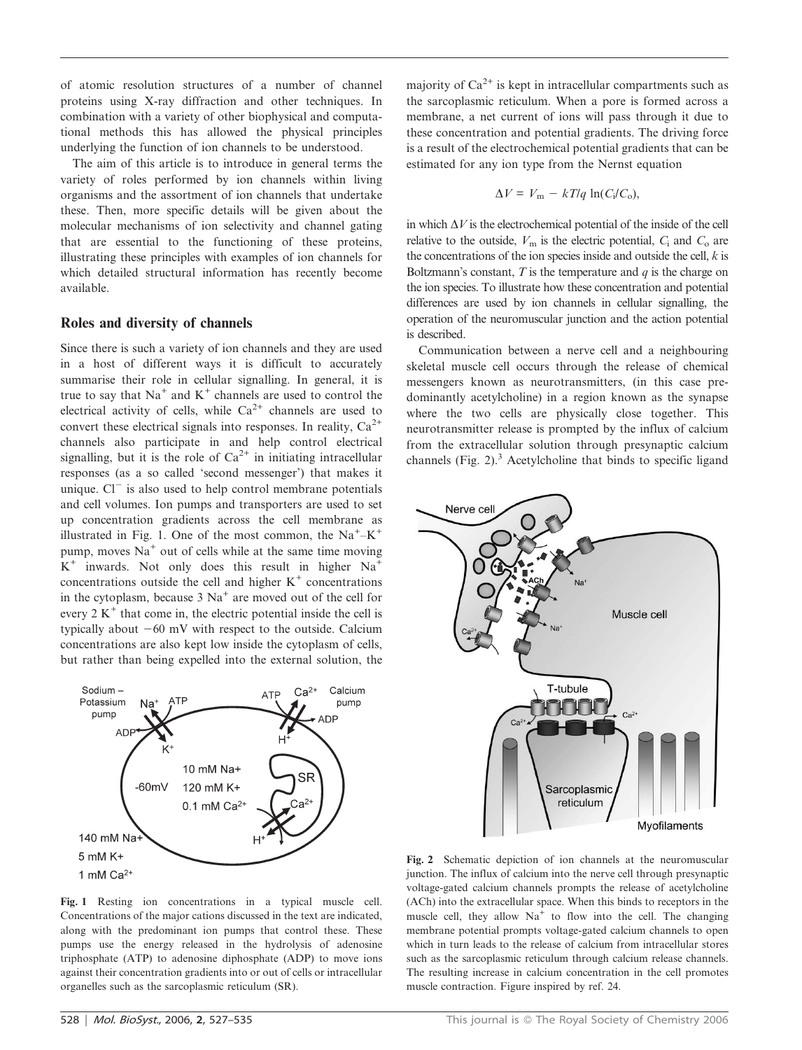of atomic resolution structures of a number of channel proteins using X-ray diffraction and other techniques. In combination with a variety of other biophysical and computational methods this has allowed the physical principles underlying the function of ion channels to be understood.

The aim of this article is to introduce in general terms the variety of roles performed by ion channels within living organisms and the assortment of ion channels that undertake these. Then, more specific details will be given about the molecular mechanisms of ion selectivity and channel gating that are essential to the functioning of these proteins, illustrating these principles with examples of ion channels for which detailed structural information has recently become available.

## Roles and diversity of channels

Since there is such a variety of ion channels and they are used in a host of different ways it is difficult to accurately summarise their role in cellular signalling. In general, it is true to say that $Na^+$ and $K^+$ channels are used to control the electrical activity of cells, while $Ca^{2+}$ channels are used to convert these electrical signals into responses. In reality, $Ca^{2+}$ channels also participate in and help control electrical signalling, but it is the role of $Ca^{2+}$ in initiating intracellular responses (as a so called 'second messenger') that makes it unique. $Cl^-$ is also used to help control membrane potentials and cell volumes. Ion pumps and transporters are used to set up concentration gradients across the cell membrane as illustrated in Fig. 1. One of the most common, the $Na^+$–$K^+$ pump, moves $Na^+$ out of cells while at the same time moving $K^+$ inwards. Not only does this result in higher $Na^+$ concentrations outside the cell and higher $K^+$ concentrations in the cytoplasm, because 3 $Na^+$ are moved out of the cell for every 2 $K^+$ that come in, the electric potential inside the cell is typically about −60 mV with respect to the outside. Calcium concentrations are also kept low inside the cytoplasm of cells, but rather than being expelled into the external solution, the majority of $Ca^{2+}$ is kept in intracellular compartments such as the sarcoplasmic reticulum. When a pore is formed across a membrane, a net current of ions will pass through it due to these concentration and potential gradients. The driving force is a result of the electrochemical potential gradients that can be estimated for any ion type from the Nernst equation

$$\Delta V = V_m - kT/q \ln(C_i/C_o),$$

in which $\Delta V$ is the electrochemical potential of the inside of the cell relative to the outside, $V_m$ is the electric potential, $C_i$ and $C_o$ are the concentrations of the ion species inside and outside the cell, $k$ is Boltzmann's constant, $T$ is the temperature and $q$ is the charge on the ion species. To illustrate how these concentration and potential differences are used by ion channels in cellular signalling, the operation of the neuromuscular junction and the action potential is described.

Fig. 1 Resting ion concentrations in a typical muscle cell. Concentrations of the major cations discussed in the text are indicated, along with the predominant ion pumps that control these. These pumps use the energy released in the hydrolysis of adenosine triphosphate (ATP) to adenosine diphosphate (ADP) to move ions against their concentration gradients into or out of cells or intracellular organelles such as the sarcoplasmic reticulum (SR).

Communication between a nerve cell and a neighbouring skeletal muscle cell occurs through the release of chemical messengers known as neurotransmitters, (in this case predominantly acetylcholine) in a region known as the synapse where the two cells are physically close together. This neurotransmitter release is prompted by the influx of calcium from the extracellular solution through presynaptic calcium channels (Fig. 2).[3] Acetylcholine that binds to specific ligand

Fig. 2 Schematic depiction of ion channels at the neuromuscular junction. The influx of calcium into the nerve cell through presynaptic voltage-gated calcium channels prompts the release of acetylcholine (ACh) into the extracellular space. When this binds to receptors in the muscle cell, they allow $Na^+$ to flow into the cell. The changing membrane potential prompts voltage-gated calcium channels to open which in turn leads to the release of calcium from intracellular stores such as the sarcoplasmic reticulum through calcium release channels. The resulting increase in calcium concentration in the cell promotes muscle contraction. Figure inspired by ref. 24.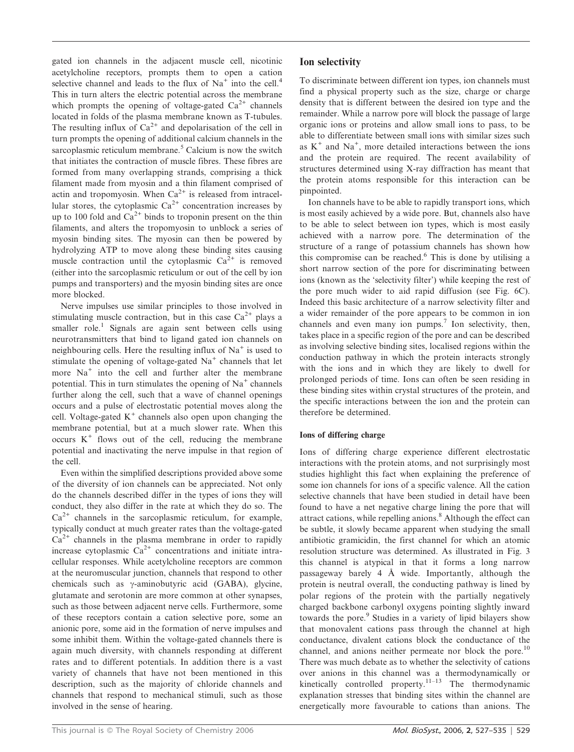gated ion channels in the adjacent muscle cell, nicotinic acetylcholine receptors, prompts them to open a cation selective channel and leads to the flux of $Na^+$ into the cell.[4] This in turn alters the electric potential across the membrane which prompts the opening of voltage-gated $Ca^{2+}$ channels located in folds of the plasma membrane known as T-tubules. The resulting influx of $Ca^{2+}$ and depolarisation of the cell in turn prompts the opening of additional calcium channels in the sarcoplasmic reticulum membrane.[5] Calcium is now the switch that initiates the contraction of muscle fibres. These fibres are formed from many overlapping strands, comprising a thick filament made from myosin and a thin filament comprised of actin and tropomyosin. When $Ca^{2+}$ is released from intracellular stores, the cytoplasmic $Ca^{2+}$ concentration increases by up to 100 fold and $Ca^{2+}$ binds to troponin present on the thin filaments, and alters the tropomyosin to unblock a series of myosin binding sites. The myosin can then be powered by hydrolyzing ATP to move along these binding sites causing muscle contraction until the cytoplasmic $Ca^{2+}$ is removed (either into the sarcoplasmic reticulum or out of the cell by ion pumps and transporters) and the myosin binding sites are once more blocked.

Nerve impulses use similar principles to those involved in stimulating muscle contraction, but in this case $Ca^{2+}$ plays a smaller role.[1] Signals are again sent between cells using neurotransmitters that bind to ligand gated ion channels on neighbouring cells. Here the resulting influx of $Na^+$ is used to stimulate the opening of voltage-gated $Na^+$ channels that let more $Na^+$ into the cell and further alter the membrane potential. This in turn stimulates the opening of $Na^+$ channels further along the cell, such that a wave of channel openings occurs and a pulse of electrostatic potential moves along the cell. Voltage-gated $K^+$ channels also open upon changing the membrane potential, but at a much slower rate. When this occurs $K^+$ flows out of the cell, reducing the membrane potential and inactivating the nerve impulse in that region of the cell.

Even within the simplified descriptions provided above some of the diversity of ion channels can be appreciated. Not only do the channels described differ in the types of ions they will conduct, they also differ in the rate at which they do so. The $Ca^{2+}$ channels in the sarcoplasmic reticulum, for example, typically conduct at much greater rates than the voltage-gated $Ca^{2+}$ channels in the plasma membrane in order to rapidly increase cytoplasmic $Ca^{2+}$ concentrations and initiate intracellular responses. While acetylcholine receptors are common at the neuromuscular junction, channels that respond to other chemicals such as γ-aminobutyric acid (GABA), glycine, glutamate and serotonin are more common at other synapses, such as those between adjacent nerve cells. Furthermore, some of these receptors contain a cation selective pore, some an anionic pore, some aid in the formation of nerve impulses and some inhibit them. Within the voltage-gated channels there is again much diversity, with channels responding at different rates and to different potentials. In addition there is a vast variety of channels that have not been mentioned in this description, such as the majority of chloride channels and channels that respond to mechanical stimuli, such as those involved in the sense of hearing.

## Ion selectivity

To discriminate between different ion types, ion channels must find a physical property such as the size, charge or charge density that is different between the desired ion type and the remainder. While a narrow pore will block the passage of large organic ions or proteins and allow small ions to pass, to be able to differentiate between small ions with similar sizes such as $K^+$ and $Na^+$, more detailed interactions between the ions and the protein are required. The recent availability of structures determined using X-ray diffraction has meant that the protein atoms responsible for this interaction can be pinpointed.

Ion channels have to be able to rapidly transport ions, which is most easily achieved by a wide pore. But, channels also have to be able to select between ion types, which is most easily achieved with a narrow pore. The determination of the structure of a range of potassium channels has shown how this compromise can be reached.[6] This is done by utilising a short narrow section of the pore for discriminating between ions (known as the 'selectivity filter') while keeping the rest of the pore much wider to aid rapid diffusion (see Fig. 6C). Indeed this basic architecture of a narrow selectivity filter and a wider remainder of the pore appears to be common in ion channels and even many ion pumps.[7] Ion selectivity, then, takes place in a specific region of the pore and can be described as involving selective binding sites, localised regions within the conduction pathway in which the protein interacts strongly with the ions and in which they are likely to dwell for prolonged periods of time. Ions can often be seen residing in these binding sites within crystal structures of the protein, and the specific interactions between the ion and the protein can therefore be determined.

### Ions of differing charge

Ions of differing charge experience different electrostatic interactions with the protein atoms, and not surprisingly most studies highlight this fact when explaining the preference of some ion channels for ions of a specific valence. All the cation selective channels that have been studied in detail have been found to have a net negative charge lining the pore that will attract cations, while repelling anions.[8] Although the effect can be subtle, it slowly became apparent when studying the small antibiotic gramicidin, the first channel for which an atomic resolution structure was determined. As illustrated in Fig. 3 this channel is atypical in that it forms a long narrow passageway barely 4 Å wide. Importantly, although the protein is neutral overall, the conducting pathway is lined by polar regions of the protein with the partially negatively charged backbone carbonyl oxygens pointing slightly inward towards the pore.[9] Studies in a variety of lipid bilayers show that monovalent cations pass through the channel at high conductance, divalent cations block the conductance of the channel, and anions neither permeate nor block the pore.[10] There was much debate as to whether the selectivity of cations over anions in this channel was a thermodynamically or kinetically controlled property.[11–13] The thermodynamic explanation stresses that binding sites within the channel are energetically more favourable to cations than anions. The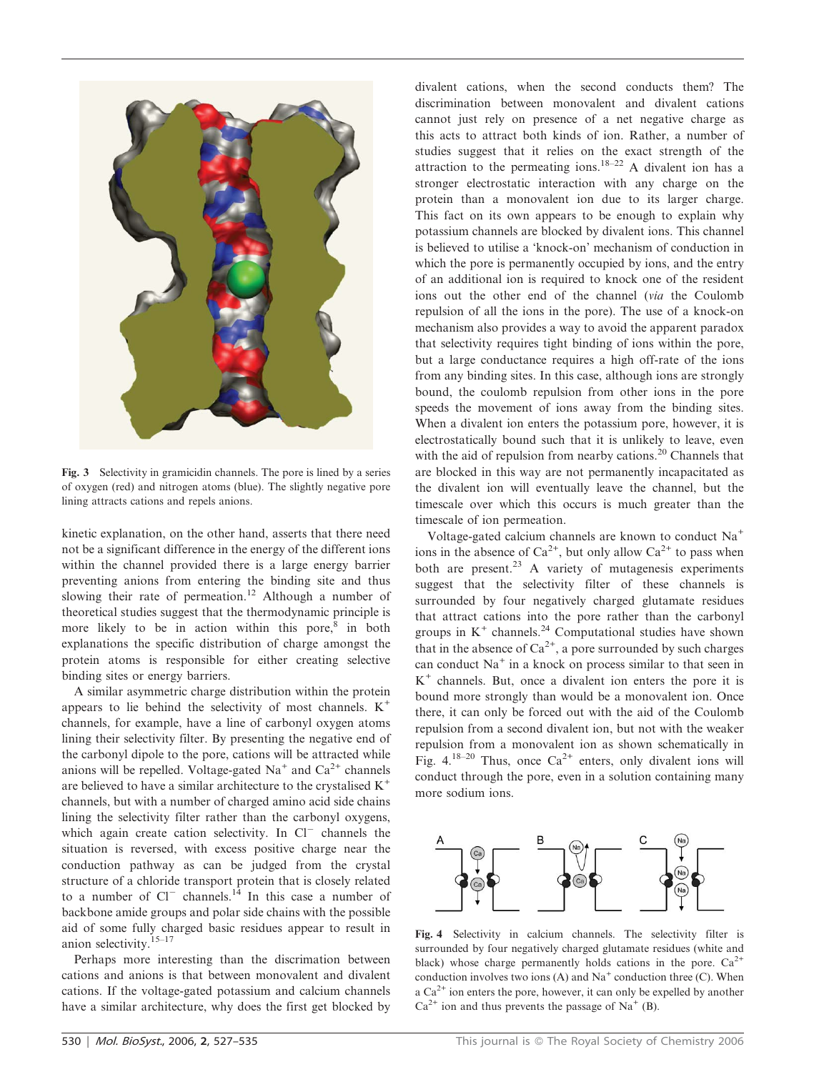Fig. 3 Selectivity in gramicidin channels. The pore is lined by a series of oxygen (red) and nitrogen atoms (blue). The slightly negative pore lining attracts cations and repels anions.

kinetic explanation, on the other hand, asserts that there need not be a significant difference in the energy of the different ions within the channel provided there is a large energy barrier preventing anions from entering the binding site and thus slowing their rate of permeation.[12] Although a number of theoretical studies suggest that the thermodynamic principle is more likely to be in action within this pore,[8] in both explanations the specific distribution of charge amongst the protein atoms is responsible for either creating selective binding sites or energy barriers.

A similar asymmetric charge distribution within the protein appears to lie behind the selectivity of most channels. $K^+$ channels, for example, have a line of carbonyl oxygen atoms lining their selectivity filter. By presenting the negative end of the carbonyl dipole to the pore, cations will be attracted while anions will be repelled. Voltage-gated $Na^+$ and $Ca^{2+}$ channels are believed to have a similar architecture to the crystalised $K^+$ channels, but with a number of charged amino acid side chains lining the selectivity filter rather than the carbonyl oxygens, which again create cation selectivity. In $Cl^-$ channels the situation is reversed, with excess positive charge near the conduction pathway as can be judged from the crystal structure of a chloride transport protein that is closely related to a number of $Cl^-$ channels.[14] In this case a number of backbone amide groups and polar side chains with the possible aid of some fully charged basic residues appear to result in anion selectivity.[15–17]

Perhaps more interesting than the discrimination between cations and anions is that between monovalent and divalent cations. If the voltage-gated potassium and calcium channels have a similar architecture, why does the first get blocked by divalent cations, when the second conducts them? The discrimination between monovalent and divalent cations cannot just rely on presence of a net negative charge as this acts to attract both kinds of ion. Rather, a number of studies suggest that it relies on the exact strength of the attraction to the permeating ions.[18–22] A divalent ion has a stronger electrostatic interaction with any charge on the protein than a monovalent ion due to its larger charge. This fact on its own appears to be enough to explain why potassium channels are blocked by divalent ions. This channel is believed to utilise a 'knock-on' mechanism of conduction in which the pore is permanently occupied by ions, and the entry of an additional ion is required to knock one of the resident ions out the other end of the channel (*via* the Coulomb repulsion of all the ions in the pore). The use of a knock-on mechanism also provides a way to avoid the apparent paradox that selectivity requires tight binding of ions within the pore, but a large conductance requires a high off-rate of the ions from any binding sites. In this case, although ions are strongly bound, the coulomb repulsion from other ions in the pore speeds the movement of ions away from the binding sites. When a divalent ion enters the potassium pore, however, it is electrostatically bound such that it is unlikely to leave, even with the aid of repulsion from nearby cations.[20] Channels that are blocked in this way are not permanently incapacitated as the divalent ion will eventually leave the channel, but the timescale over which this occurs is much greater than the timescale of ion permeation.

Voltage-gated calcium channels are known to conduct $Na^+$ ions in the absence of $Ca^{2+}$, but only allow $Ca^{2+}$ to pass when both are present.[23] A variety of mutagenesis experiments suggest that the selectivity filter of these channels is surrounded by four negatively charged glutamate residues that attract cations into the pore rather than the carbonyl groups in $K^+$ channels.[24] Computational studies have shown that in the absence of $Ca^{2+}$, a pore surrounded by such charges can conduct $Na^+$ in a knock on process similar to that seen in $K^+$ channels. But, once a divalent ion enters the pore it is bound more strongly than would be a monovalent ion. Once there, it can only be forced out with the aid of the Coulomb repulsion from a second divalent ion, but not with the weaker repulsion from a monovalent ion as shown schematically in Fig. 4.[18–20] Thus, once $Ca^{2+}$ enters, only divalent ions will conduct through the pore, even in a solution containing many more sodium ions.

A
Ca
Ca
B
Na
Ca
C
Na
Na
Na

Fig. 4 Selectivity in calcium channels. The selectivity filter is surrounded by four negatively charged glutamate residues (white and black) whose charge permanently holds cations in the pore. $Ca^{2+}$ conduction involves two ions (A) and $Na^+$ conduction three (C). When a $Ca^{2+}$ ion enters the pore, however, it can only be expelled by another $Ca^{2+}$ ion and thus prevents the passage of $Na^+$ (B).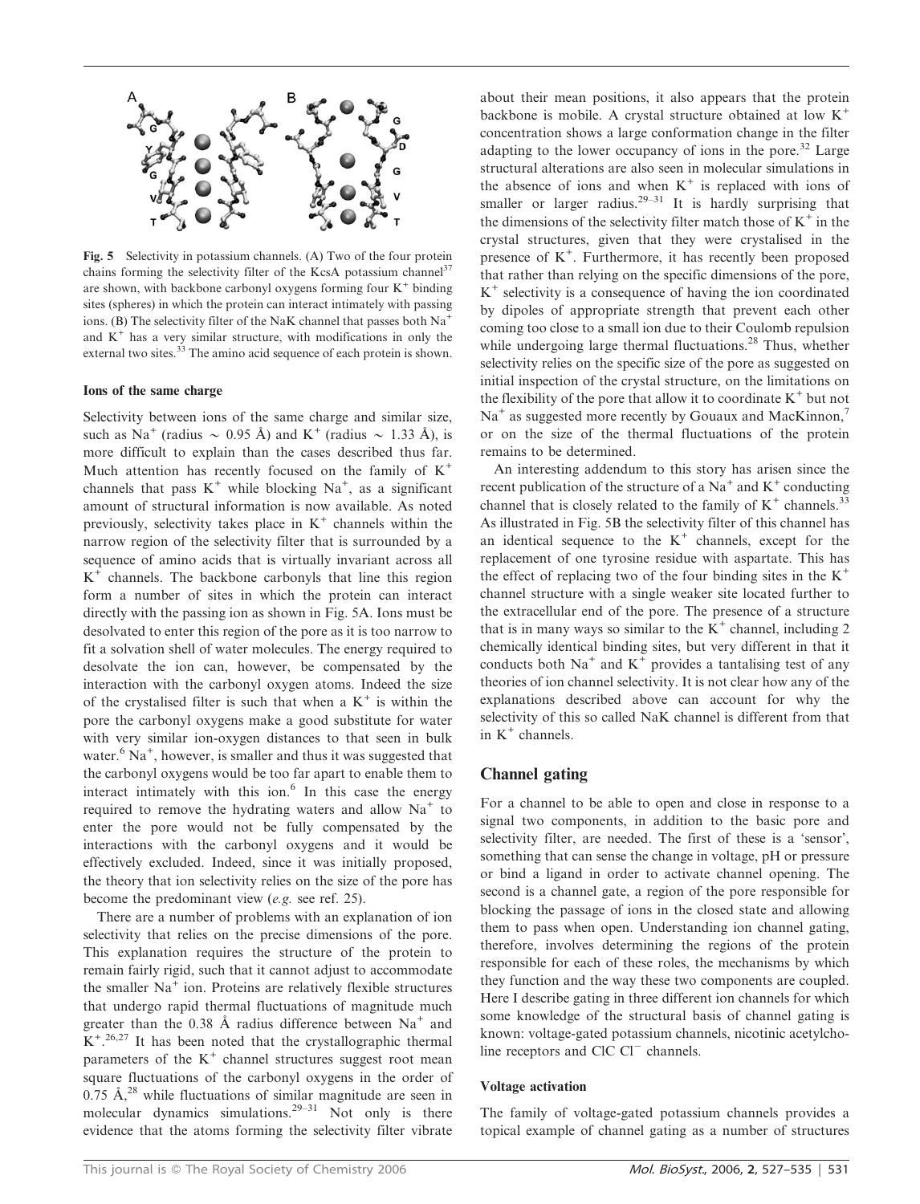**Fig. 5** Selectivity in potassium channels. (A) Two of the four protein chains forming the selectivity filter of the KcsA potassium channel[37] are shown, with backbone carbonyl oxygens forming four $K^+$ binding sites (spheres) in which the protein can interact intimately with passing ions. (B) The selectivity filter of the NaK channel that passes both $Na^+$ and $K^+$ has a very similar structure, with modifications in only the external two sites.[33] The amino acid sequence of each protein is shown.

#### Ions of the same charge

Selectivity between ions of the same charge and similar size, such as $Na^+$ (radius ~ 0.95 Å) and $K^+$ (radius ~ 1.33 Å), is more difficult to explain than the cases described thus far. Much attention has recently focused on the family of $K^+$ channels that pass $K^+$ while blocking $Na^+$, as a significant amount of structural information is now available. As noted previously, selectivity takes place in $K^+$ channels within the narrow region of the selectivity filter that is surrounded by a sequence of amino acids that is virtually invariant across all $K^+$ channels. The backbone carbonyls that line this region form a number of sites in which the protein can interact directly with the passing ion as shown in Fig. 5A. Ions must be desolvated to enter this region of the pore as it is too narrow to fit a solvation shell of water molecules. The energy required to desolvate the ion can, however, be compensated by the interaction with the carbonyl oxygen atoms. Indeed the size of the crystalised filter is such that when a $K^+$ is within the pore the carbonyl oxygens make a good substitute for water with very similar ion-oxygen distances to that seen in bulk water.[6] $Na^+$, however, is smaller and thus it was suggested that the carbonyl oxygens would be too far apart to enable them to interact intimately with this ion.[6] In this case the energy required to remove the hydrating waters and allow $Na^+$ to enter the pore would not be fully compensated by the interactions with the carbonyl oxygens and it would be effectively excluded. Indeed, since it was initially proposed, the theory that ion selectivity relies on the size of the pore has become the predominant view (*e.g.* see ref. 25).

There are a number of problems with an explanation of ion selectivity that relies on the precise dimensions of the pore. This explanation requires the structure of the protein to remain fairly rigid, such that it cannot adjust to accommodate the smaller $Na^+$ ion. Proteins are relatively flexible structures that undergo rapid thermal fluctuations of magnitude much greater than the 0.38 Å radius difference between $Na^+$ and $K^+$.[26,27] It has been noted that the crystallographic thermal parameters of the $K^+$ channel structures suggest root mean square fluctuations of the carbonyl oxygens in the order of 0.75 Å,[28] while fluctuations of similar magnitude are seen in molecular dynamics simulations.[29–31] Not only is there evidence that the atoms forming the selectivity filter vibrate about their mean positions, it also appears that the protein backbone is mobile. A crystal structure obtained at low $K^+$ concentration shows a large conformation change in the filter adapting to the lower occupancy of ions in the pore.[32] Large structural alterations are also seen in molecular simulations in the absence of ions and when $K^+$ is replaced with ions of smaller or larger radius.[29–31] It is hardly surprising that the dimensions of the selectivity filter match those of $K^+$ in the crystal structures, given that they were crystalised in the presence of $K^+$. Furthermore, it has recently been proposed that rather than relying on the specific dimensions of the pore, $K^+$ selectivity is a consequence of having the ion coordinated by dipoles of appropriate strength that prevent each other coming too close to a small ion due to their Coulomb repulsion while undergoing large thermal fluctuations.[28] Thus, whether selectivity relies on the specific size of the pore as suggested on initial inspection of the crystal structure, on the limitations on the flexibility of the pore that allow it to coordinate $K^+$ but not $Na^+$ as suggested more recently by Gouaux and MacKinnon,[7] or on the size of the thermal fluctuations of the protein remains to be determined.

An interesting addendum to this story has arisen since the recent publication of the structure of a $Na^+$ and $K^+$ conducting channel that is closely related to the family of $K^+$ channels.[33] As illustrated in Fig. 5B the selectivity filter of this channel has an identical sequence to the $K^+$ channels, except for the replacement of one tyrosine residue with aspartate. This has the effect of replacing two of the four binding sites in the $K^+$ channel structure with a single weaker site located further to the extracellular end of the pore. The presence of a structure that is in many ways so similar to the $K^+$ channel, including 2 chemically identical binding sites, but very different in that it conducts both $Na^+$ and $K^+$ provides a tantalising test of any theories of ion channel selectivity. It is not clear how any of the explanations described above can account for why the selectivity of this so called NaK channel is different from that in $K^+$ channels.

## Channel gating

For a channel to be able to open and close in response to a signal two components, in addition to the basic pore and selectivity filter, are needed. The first of these is a 'sensor', something that can sense the change in voltage, pH or pressure or bind a ligand in order to activate channel opening. The second is a channel gate, a region of the pore responsible for blocking the passage of ions in the closed state and allowing them to pass when open. Understanding ion channel gating, therefore, involves determining the regions of the protein responsible for each of these roles, the mechanisms by which they function and the way these two components are coupled. Here I describe gating in three different ion channels for which some knowledge of the structural basis of channel gating is known: voltage-gated potassium channels, nicotinic acetylcholine receptors and ClC $Cl^-$ channels.

#### Voltage activation

The family of voltage-gated potassium channels provides a topical example of channel gating as a number of structures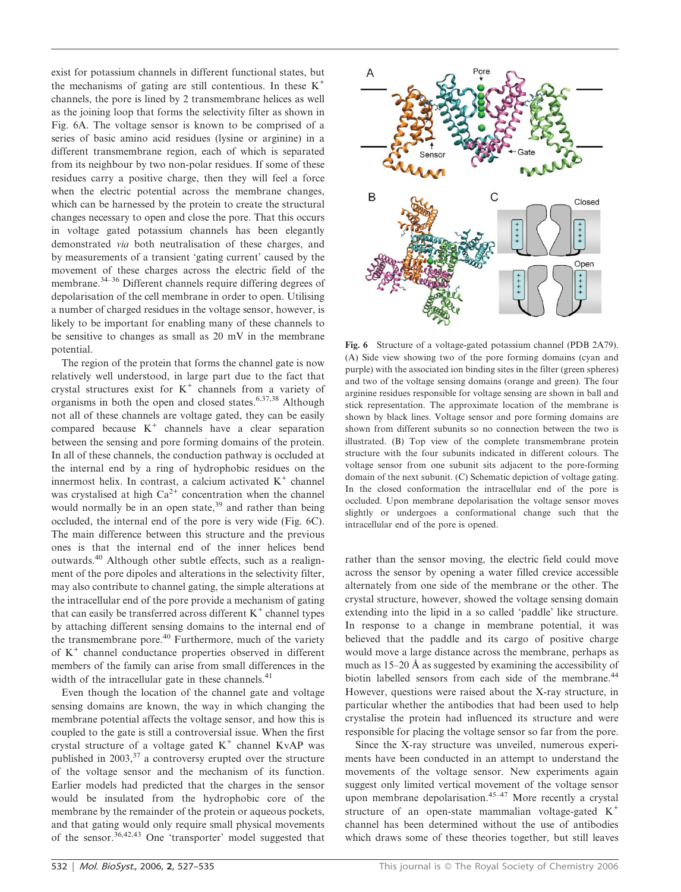exist for potassium channels in different functional states, but the mechanisms of gating are still contentious. In these $K^+$ channels, the pore is lined by 2 transmembrane helices as well as the joining loop that forms the selectivity filter as shown in Fig. 6A. The voltage sensor is known to be comprised of a series of basic amino acid residues (lysine or arginine) in a different transmembrane region, each of which is separated from its neighbour by two non-polar residues. If some of these residues carry a positive charge, then they will feel a force when the electric potential across the membrane changes, which can be harnessed by the protein to create the structural changes necessary to open and close the pore. That this occurs in voltage gated potassium channels has been elegantly demonstrated *via* both neutralisation of these charges, and by measurements of a transient 'gating current' caused by the movement of these charges across the electric field of the membrane.[34–36] Different channels require differing degrees of depolarisation of the cell membrane in order to open. Utilising a number of charged residues in the voltage sensor, however, is likely to be important for enabling many of these channels to be sensitive to changes as small as 20 mV in the membrane potential.

The region of the protein that forms the channel gate is now relatively well understood, in large part due to the fact that crystal structures exist for $K^+$ channels from a variety of organisms in both the open and closed states.[6,37,38] Although not all of these channels are voltage gated, they can be easily compared because $K^+$ channels have a clear separation between the sensing and pore forming domains of the protein. In all of these channels, the conduction pathway is occluded at the internal end by a ring of hydrophobic residues on the innermost helix. In contrast, a calcium activated $K^+$ channel was crystalised at high $Ca^{2+}$ concentration when the channel would normally be in an open state,[39] and rather than being occluded, the internal end of the pore is very wide (Fig. 6C). The main difference between this structure and the previous ones is that the internal end of the inner helices bend outwards.[40] Although other subtle effects, such as a realignment of the pore dipoles and alterations in the selectivity filter, may also contribute to channel gating, the simple alterations at the intracellular end of the pore provide a mechanism of gating that can easily be transferred across different $K^+$ channel types by attaching different sensing domains to the internal end of the transmembrane pore.[40] Furthermore, much of the variety of $K^+$ channel conductance properties observed in different members of the family can arise from small differences in the width of the intracellular gate in these channels.[41]

Even though the location of the channel gate and voltage sensing domains are known, the way in which changing the membrane potential affects the voltage sensor, and how this is coupled to the gate is still a controversial issue. When the first crystal structure of a voltage gated $K^+$ channel KvAP was published in 2003,[37] a controversy erupted over the structure of the voltage sensor and the mechanism of its function. Earlier models had predicted that the charges in the sensor would be insulated from the hydrophobic core of the membrane by the remainder of the protein or aqueous pockets, and that gating would only require small physical movements of the sensor.[36,42,43] One 'transporter' model suggested that rather than the sensor moving, the electric field could move across the sensor by opening a water filled crevice accessible alternately from one side of the membrane or the other. The crystal structure, however, showed the voltage sensing domain extending into the lipid in a so called 'paddle' like structure. In response to a change in membrane potential, it was believed that the paddle and its cargo of positive charge would move a large distance across the membrane, perhaps as much as 15–20 Å as suggested by examining the accessibility of biotin labelled sensors from each side of the membrane.[44] However, questions were raised about the X-ray structure, in particular whether the antibodies that had been used to help crystalise the protein had influenced its structure and were responsible for placing the voltage sensor so far from the pore.

Since the X-ray structure was unveiled, numerous experiments have been conducted in an attempt to understand the movements of the voltage sensor. New experiments again suggest only limited vertical movement of the voltage sensor upon membrane depolarisation.[45–47] More recently a crystal structure of an open-state mammalian voltage-gated $K^+$ channel has been determined without the use of antibodies which draws some of these theories together, but still leaves

**Fig. 6** Structure of a voltage-gated potassium channel (PDB 2A79). (A) Side view showing two of the pore forming domains (cyan and purple) with the associated ion binding sites in the filter (green spheres) and two of the voltage sensing domains (orange and green). The four arginine residues responsible for voltage sensing are shown in ball and stick representation. The approximate location of the membrane is shown by black lines. Voltage sensor and pore forming domains are shown from different subunits so no connection between the two is illustrated. (B) Top view of the complete transmembrane protein structure with the four subunits indicated in different colours. The voltage sensor from one subunit sits adjacent to the pore-forming domain of the next subunit. (C) Schematic depiction of voltage gating. In the closed conformation the intracellular end of the pore is occluded. Upon membrane depolarisation the voltage sensor moves slightly or undergoes a conformational change such that the intracellular end of the pore is opened.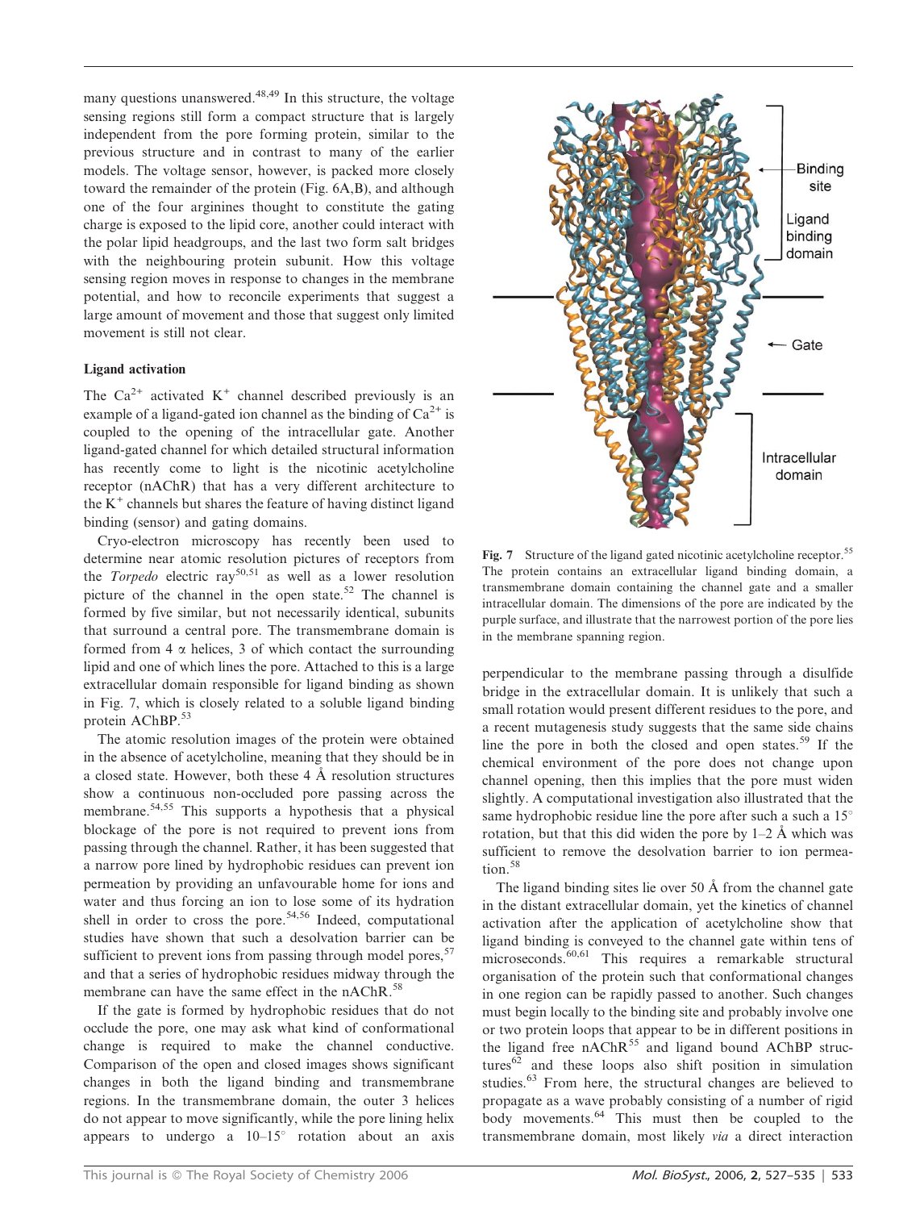many questions unanswered.[48,49] In this structure, the voltage sensing regions still form a compact structure that is largely independent from the pore forming protein, similar to the previous structure and in contrast to many of the earlier models. The voltage sensor, however, is packed more closely toward the remainder of the protein (Fig. 6A,B), and although one of the four arginines thought to constitute the gating charge is exposed to the lipid core, another could interact with the polar lipid headgroups, and the last two form salt bridges with the neighbouring protein subunit. How this voltage sensing region moves in response to changes in the membrane potential, and how to reconcile experiments that suggest a large amount of movement and those that suggest only limited movement is still not clear.

### Ligand activation

The $Ca^{2+}$ activated $K^+$ channel described previously is an example of a ligand-gated ion channel as the binding of $Ca^{2+}$ is coupled to the opening of the intracellular gate. Another ligand-gated channel for which detailed structural information has recently come to light is the nicotinic acetylcholine receptor (nAChR) that has a very different architecture to the $K^+$ channels but shares the feature of having distinct ligand binding (sensor) and gating domains.

Cryo-electron microscopy has recently been used to determine near atomic resolution pictures of receptors from the *Torpedo* electric ray[50,51] as well as a lower resolution picture of the channel in the open state.[52] The channel is formed by five similar, but not necessarily identical, subunits that surround a central pore. The transmembrane domain is formed from 4 $\alpha$ helices, 3 of which contact the surrounding lipid and one of which lines the pore. Attached to this is a large extracellular domain responsible for ligand binding as shown in Fig. 7, which is closely related to a soluble ligand binding protein AChBP.[53]

The atomic resolution images of the protein were obtained in the absence of acetylcholine, meaning that they should be in a closed state. However, both these 4 Å resolution structures show a continuous non-occluded pore passing across the membrane.[54,55] This supports a hypothesis that a physical blockage of the pore is not required to prevent ions from passing through the channel. Rather, it has been suggested that a narrow pore lined by hydrophobic residues can prevent ion permeation by providing an unfavourable home for ions and water and thus forcing an ion to lose some of its hydration shell in order to cross the pore.[54,56] Indeed, computational studies have shown that such a desolvation barrier can be sufficient to prevent ions from passing through model pores,[57] and that a series of hydrophobic residues midway through the membrane can have the same effect in the nAChR.[58]

If the gate is formed by hydrophobic residues that do not occlude the pore, one may ask what kind of conformational change is required to make the channel conductive. Comparison of the open and closed images shows significant changes in both the ligand binding and transmembrane regions. In the transmembrane domain, the outer 3 helices do not appear to move significantly, while the pore lining helix appears to undergo a 10–15° rotation about an axis perpendicular to the membrane passing through a disulfide bridge in the extracellular domain. It is unlikely that such a small rotation would present different residues to the pore, and a recent mutagenesis study suggests that the same side chains line the pore in both the closed and open states.[59] If the chemical environment of the pore does not change upon channel opening, then this implies that the pore must widen slightly. A computational investigation also illustrated that the same hydrophobic residue line the pore after such a such a 15° rotation, but that this did widen the pore by 1–2 Å which was sufficient to remove the desolvation barrier to ion permeation.[58]

Fig. 7 Structure of the ligand gated nicotinic acetylcholine receptor.[55] The protein contains an extracellular ligand binding domain, a transmembrane domain containing the channel gate and a smaller intracellular domain. The dimensions of the pore are indicated by the purple surface, and illustrate that the narrowest portion of the pore lies in the membrane spanning region.

The ligand binding sites lie over 50 Å from the channel gate in the distant extracellular domain, yet the kinetics of channel activation after the application of acetylcholine show that ligand binding is conveyed to the channel gate within tens of microseconds.[60,61] This requires a remarkable structural organisation of the protein such that conformational changes in one region can be rapidly passed to another. Such changes must begin locally to the binding site and probably involve one or two protein loops that appear to be in different positions in the ligand free nAChR[55] and ligand bound AChBP structures[62] and these loops also shift position in simulation studies.[63] From here, the structural changes are believed to propagate as a wave probably consisting of a number of rigid body movements.[64] This must then be coupled to the transmembrane domain, most likely *via* a direct interaction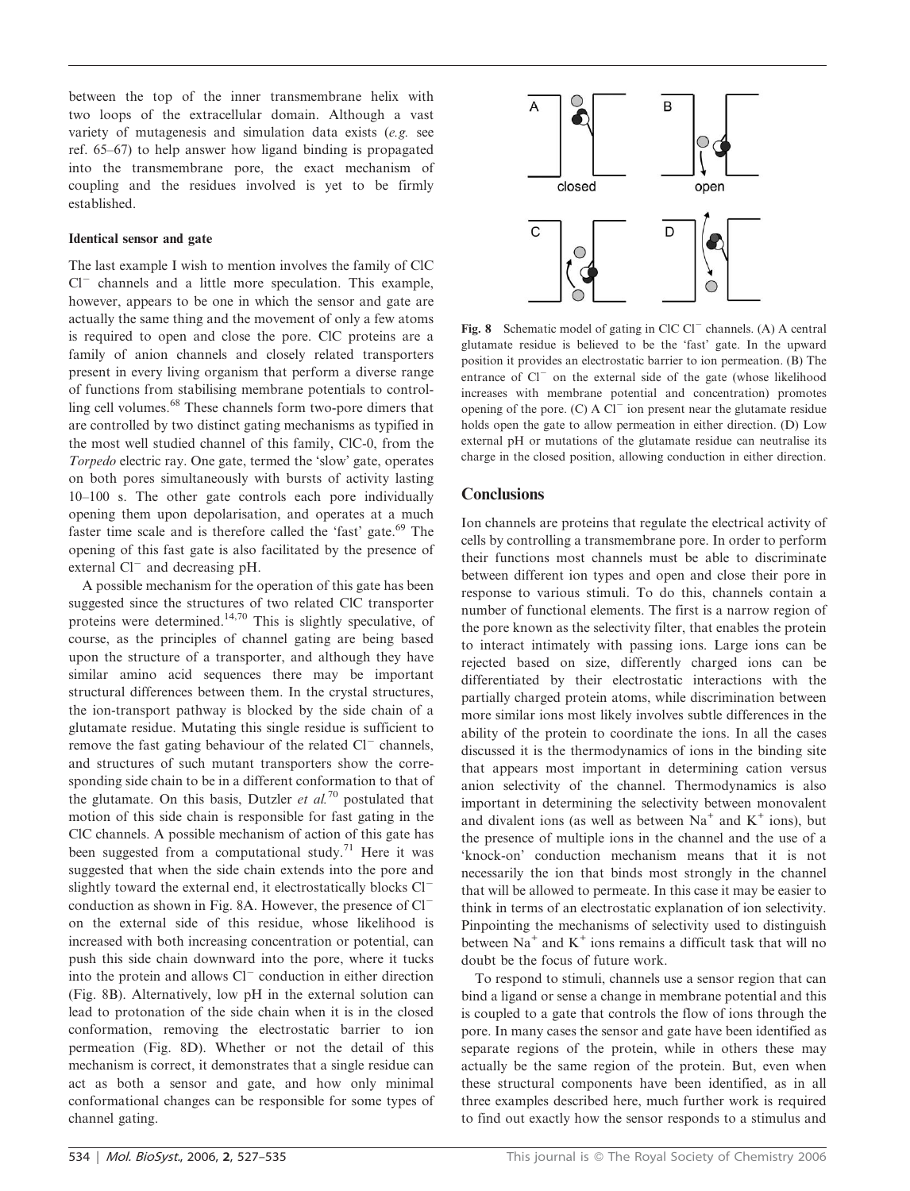between the top of the inner transmembrane helix with two loops of the extracellular domain. Although a vast variety of mutagenesis and simulation data exists (*e.g.* see ref. 65–67) to help answer how ligand binding is propagated into the transmembrane pore, the exact mechanism of coupling and the residues involved is yet to be firmly established.

#### Identical sensor and gate

The last example I wish to mention involves the family of ClC $Cl^-$ channels and a little more speculation. This example, however, appears to be one in which the sensor and gate are actually the same thing and the movement of only a few atoms is required to open and close the pore. ClC proteins are a family of anion channels and closely related transporters present in every living organism that perform a diverse range of functions from stabilising membrane potentials to controlling cell volumes.[68] These channels form two-pore dimers that are controlled by two distinct gating mechanisms as typified in the most well studied channel of this family, ClC-0, from the *Torpedo* electric ray. One gate, termed the 'slow' gate, operates on both pores simultaneously with bursts of activity lasting 10–100 s. The other gate controls each pore individually opening them upon depolarisation, and operates at a much faster time scale and is therefore called the 'fast' gate.[69] The opening of this fast gate is also facilitated by the presence of external $Cl^-$ and decreasing pH.

A possible mechanism for the operation of this gate has been suggested since the structures of two related ClC transporter proteins were determined.[14,70] This is slightly speculative, of course, as the principles of channel gating are being based upon the structure of a transporter, and although they have similar amino acid sequences there may be important structural differences between them. In the crystal structures, the ion-transport pathway is blocked by the side chain of a glutamate residue. Mutating this single residue is sufficient to remove the fast gating behaviour of the related $Cl^-$ channels, and structures of such mutant transporters show the corresponding side chain to be in a different conformation to that of the glutamate. On this basis, Dutzler *et al.*[70] postulated that motion of this side chain is responsible for fast gating in the ClC channels. A possible mechanism of action of this gate has been suggested from a computational study.[71] Here it was suggested that when the side chain extends into the pore and slightly toward the external end, it electrostatically blocks $Cl^-$ conduction as shown in Fig. 8A. However, the presence of $Cl^-$ on the external side of this residue, whose likelihood is increased with both increasing concentration or potential, can push this side chain downward into the pore, where it tucks into the protein and allows $Cl^-$ conduction in either direction (Fig. 8B). Alternatively, low pH in the external solution can lead to protonation of the side chain when it is in the closed conformation, removing the electrostatic barrier to ion permeation (Fig. 8D). Whether or not the detail of this mechanism is correct, it demonstrates that a single residue can act as both a sensor and gate, and how only minimal conformational changes can be responsible for some types of channel gating.

A
B
closed
open
C
D

**Fig. 8** Schematic model of gating in ClC $Cl^-$ channels. (A) A central glutamate residue is believed to be the 'fast' gate. In the upward position it provides an electrostatic barrier to ion permeation. (B) The entrance of $Cl^-$ on the external side of the gate (whose likelihood increases with membrane potential and concentration) promotes opening of the pore. (C) A $Cl^-$ ion present near the glutamate residue holds open the gate to allow permeation in either direction. (D) Low external pH or mutations of the glutamate residue can neutralise its charge in the closed position, allowing conduction in either direction.

## Conclusions

Ion channels are proteins that regulate the electrical activity of cells by controlling a transmembrane pore. In order to perform their functions most channels must be able to discriminate between different ion types and open and close their pore in response to various stimuli. To do this, channels contain a number of functional elements. The first is a narrow region of the pore known as the selectivity filter, that enables the protein to interact intimately with passing ions. Large ions can be rejected based on size, differently charged ions can be differentiated by their electrostatic interactions with the partially charged protein atoms, while discrimination between more similar ions most likely involves subtle differences in the ability of the protein to coordinate the ions. In all the cases discussed it is the thermodynamics of ions in the binding site that appears most important in determining cation versus anion selectivity of the channel. Thermodynamics is also important in determining the selectivity between monovalent and divalent ions (as well as between $Na^+$ and $K^+$ ions), but the presence of multiple ions in the channel and the use of a 'knock-on' conduction mechanism means that it is not necessarily the ion that binds most strongly in the channel that will be allowed to permeate. In this case it may be easier to think in terms of an electrostatic explanation of ion selectivity. Pinpointing the mechanisms of selectivity used to distinguish between $Na^+$ and $K^+$ ions remains a difficult task that will no doubt be the focus of future work.

To respond to stimuli, channels use a sensor region that can bind a ligand or sense a change in membrane potential and this is coupled to a gate that controls the flow of ions through the pore. In many cases the sensor and gate have been identified as separate regions of the protein, while in others these may actually be the same region of the protein. But, even when these structural components have been identified, as in all three examples described here, much further work is required to find out exactly how the sensor responds to a stimulus and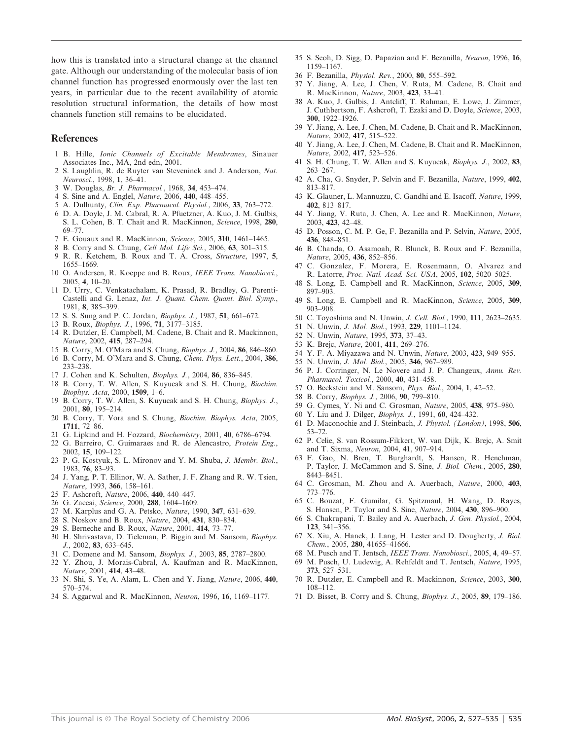how this is translated into a structural change at the channel gate. Although our understanding of the molecular basis of ion channel function has progressed enormously over the last ten years, in particular due to the recent availability of atomic resolution structural information, the details of how most channels function still remains to be elucidated.

## References

1 B. Hille, *Ionic Channels of Excitable Membranes*, Sinauer Associates Inc., MA, 2nd edn, 2001.
2 S. Laughlin, R. de Ruyter van Steveninck and J. Anderson, *Nat. Neurosci.*, 1998, **1**, 36–41.
3 W. Douglas, *Br. J. Pharmacol.*, 1968, **34**, 453–474.
4 S. Sine and A. Engel, *Nature*, 2006, **440**, 448–455.
5 A. Dulhunty, *Clin. Exp. Pharmacol. Physiol.*, 2006, **33**, 763–772.
6 D. A. Doyle, J. M. Cabral, R. A. Pfuetzner, A. Kuo, J. M. Gulbis, S. L. Cohen, B. T. Chait and R. MacKinnon, *Science*, 1998, **280**, 69–77.
7 E. Gouaux and R. MacKinnon, *Science*, 2005, **310**, 1461–1465.
8 B. Corry and S. Chung, *Cell Mol. Life Sci.*, 2006, **63**, 301–315.
9 R. R. Ketchem, B. Roux and T. A. Cross, *Structure*, 1997, **5**, 1655–1669.
10 O. Andersen, R. Koeppe and B. Roux, *IEEE Trans. Nanobiosci.*, 2005, **4**, 10–20.
11 D. Urry, C. Venkatachalam, K. Prasad, R. Bradley, G. Parenti-Castelli and G. Lenaz, *Int. J. Quant. Chem. Quant. Biol. Symp.*, 1981, **8**, 385–399.
12 S. S. Sung and P. C. Jordan, *Biophys. J.*, 1987, **51**, 661–672.
13 B. Roux, *Biophys. J.*, 1996, **71**, 3177–3185.
14 R. Dutzler, E. Campbell, M. Cadene, B. Chait and R. Mackinnon, *Nature*, 2002, **415**, 287–294.
15 B. Corry, M. O'Mara and S. Chung, *Biophys. J.*, 2004, **86**, 846–860.
16 B. Corry, M. O'Mara and S. Chung, *Chem. Phys. Lett.*, 2004, **386**, 233–238.
17 J. Cohen and K. Schulten, *Biophys. J.*, 2004, **86**, 836–845.
18 B. Corry, T. W. Allen, S. Kuyucak and S. H. Chung, *Biochim. Biophys. Acta*, 2000, **1509**, 1–6.
19 B. Corry, T. W. Allen, S. Kuyucak and S. H. Chung, *Biophys. J.*, 2001, **80**, 195–214.
20 B. Corry, T. Vora and S. Chung, *Biochim. Biophys. Acta*, 2005, **1711**, 72–86.
21 G. Lipkind and H. Fozzard, *Biochemistry*, 2001, **40**, 6786–6794.
22 G. Barreiro, C. Guimaraes and R. de Alencastro, *Protein Eng.*, 2002, **15**, 109–122.
23 P. G. Kostyuk, S. L. Mironov and Y. M. Shuba, *J. Membr. Biol.*, 1983, **76**, 83–93.
24 J. Yang, P. T. Ellinor, W. A. Sather, J. F. Zhang and R. W. Tsien, *Nature*, 1993, **366**, 158–161.
25 F. Ashcroft, *Nature*, 2006, **440**, 440–447.
26 G. Zaccai, *Science*, 2000, **288**, 1604–1609.
27 M. Karplus and G. A. Petsko, *Nature*, 1990, **347**, 631–639.
28 S. Noskov and B. Roux, *Nature*, 2004, **431**, 830–834.
29 S. Berneche and B. Roux, *Nature*, 2001, **414**, 73–77.
30 H. Shrivastava, D. Tieleman, P. Biggin and M. Sansom, *Biophys. J.*, 2002, **83**, 633–645.
31 C. Domene and M. Sansom, *Biophys. J.*, 2003, **85**, 2787–2800.
32 Y. Zhou, J. Morais-Cabral, A. Kaufman and R. MacKinnon, *Nature*, 2001, **414**, 43–48.
33 N. Shi, S. Ye, A. Alam, L. Chen and Y. Jiang, *Nature*, 2006, **440**, 570–574.
34 S. Aggarwal and R. MacKinnon, *Neuron*, 1996, **16**, 1169–1177.
35 S. Seoh, D. Sigg, D. Papazian and F. Bezanilla, *Neuron*, 1996, **16**, 1159–1167.
36 F. Bezanilla, *Physiol. Rev.*, 2000, **80**, 555–592.
37 Y. Jiang, A. Lee, J. Chen, V. Ruta, M. Cadene, B. Chait and R. MacKinnon, *Nature*, 2003, **423**, 33–41.
38 A. Kuo, J. Gulbis, J. Antcliff, T. Rahman, E. Lowe, J. Zimmer, J. Cuthbertson, F. Ashcroft, T. Ezaki and D. Doyle, *Science*, 2003, **300**, 1922–1926.
39 Y. Jiang, A. Lee, J. Chen, M. Cadene, B. Chait and R. MacKinnon, *Nature*, 2002, **417**, 515–522.
40 Y. Jiang, A. Lee, J. Chen, M. Cadene, B. Chait and R. MacKinnon, *Nature*, 2002, **417**, 523–526.
41 S. H. Chung, T. W. Allen and S. Kuyucak, *Biophys. J.*, 2002, **83**, 263–267.
42 A. Cha, G. Snyder, P. Selvin and F. Bezanilla, *Nature*, 1999, **402**, 813–817.
43 K. Glauner, L. Mannuzzu, C. Gandhi and E. Isacoff, *Nature*, 1999, **402**, 813–817.
44 Y. Jiang, V. Ruta, J. Chen, A. Lee and R. MacKinnon, *Nature*, 2003, **423**, 42–48.
45 D. Posson, C. M. P. Ge, F. Bezanilla and P. Selvin, *Nature*, 2005, **436**, 848–851.
46 B. Chanda, O. Asamoah, R. Blunck, B. Roux and F. Bezanilla, *Nature*, 2005, **436**, 852–856.
47 C. Gonzalez, E. Morera, E. Rosenmann, O. Alvarez and R. Latorre, *Proc. Natl. Acad. Sci. USA*, 2005, **102**, 5020–5025.
48 S. Long, E. Campbell and R. MacKinnon, *Science*, 2005, **309**, 897–903.
49 S. Long, E. Campbell and R. MacKinnon, *Science*, 2005, **309**, 903–908.
50 C. Toyoshima and N. Unwin, *J. Cell. Biol.*, 1990, **111**, 2623–2635.
51 N. Unwin, *J. Mol. Biol.*, 1993, **229**, 1101–1124.
52 N. Unwin, *Nature*, 1995, **373**, 37–43.
53 K. Brejc, *Nature*, 2001, **411**, 269–276.
54 Y. F. A. Miyazawa and N. Unwin, *Nature*, 2003, **423**, 949–955.
55 N. Unwin, *J. Mol. Biol.*, 2005, **346**, 967–989.
56 P. J. Corringer, N. Le Novere and J. P. Changeux, *Annu. Rev. Pharmacol. Toxicol.*, 2000, **40**, 431–458.
57 O. Beckstein and M. Sansom, *Phys. Biol.*, 2004, **1**, 42–52.
58 B. Corry, *Biophys. J.*, 2006, **90**, 799–810.
59 G. Cymes, Y. Ni and C. Grosman, *Nature*, 2005, **438**, 975–980.
60 Y. Liu and J. Dilger, *Biophys. J.*, 1991, **60**, 424–432.
61 D. Maconochie and J. Steinbach, *J. Physiol. (London)*, 1998, **506**, 53–72.
62 P. Celie, S. van Rossum-Fikkert, W. van Dijk, K. Brejc, A. Smit and T. Sixma, *Neuron*, 2004, **41**, 907–914.
63 F. Gao, N. Bren, T. Burghardt, S. Hansen, R. Henchman, P. Taylor, J. McCammon and S. Sine, *J. Biol. Chem.*, 2005, **280**, 8443–8451.
64 C. Grosman, M. Zhou and A. Auerbach, *Nature*, 2000, **403**, 773–776.
65 C. Bouzat, F. Gumilar, G. Spitzmaul, H. Wang, D. Rayes, S. Hansen, P. Taylor and S. Sine, *Nature*, 2004, **430**, 896–900.
66 S. Chakrapani, T. Bailey and A. Auerbach, *J. Gen. Physiol.*, 2004, **123**, 341–356.
67 X. Xiu, A. Hanek, J. Lang, H. Lester and D. Dougherty, *J. Biol. Chem.*, 2005, **280**, 41655–41666.
68 M. Pusch and T. Jentsch, *IEEE Trans. Nanobiosci.*, 2005, **4**, 49–57.
69 M. Pusch, U. Ludewig, A. Rehfeldt and T. Jentsch, *Nature*, 1995, **373**, 527–531.
70 R. Dutzler, E. Campbell and R. Mackinnon, *Science*, 2003, **300**, 108–112.
71 D. Bisset, B. Corry and S. Chung, *Biophys. J.*, 2005, **89**, 179–186.